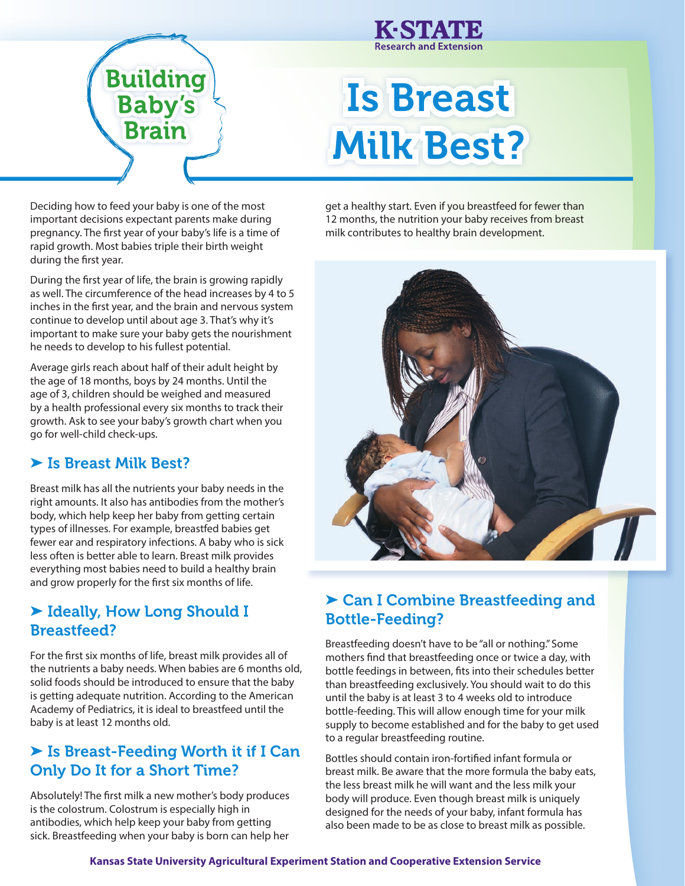# Building Baby's Brain

# Is Breast Milk Best?

Deciding how to feed your baby is one of the most important decisions expectant parents make during pregnancy. The first year of your baby's life is a time of rapid growth. Most babies triple their birth weight during the first year.

During the first year of life, the brain is growing rapidly as well. The circumference of the head increases by 4 to 5 inches in the first year, and the brain and nervous system continue to develop until about age 3. That's why it's important to make sure your baby gets the nourishment he needs to develop to his fullest potential.

Average girls reach about half of their adult height by the age of 18 months, boys by 24 months. Until the age of 3, children should be weighed and measured by a health professional every six months to track their growth. Ask to see your baby's growth chart when you go for well-child check-ups.

## ➤ Is Breast Milk Best?

Breast milk has all the nutrients your baby needs in the right amounts. It also has antibodies from the mother's body, which help keep her baby from getting certain types of illnesses. For example, breastfed babies get fewer ear and respiratory infections. A baby who is sick less often is better able to learn. Breast milk provides everything most babies need to build a healthy brain and grow properly for the first six months of life.

## ➤ Ideally, How Long Should I Breastfeed?

For the first six months of life, breast milk provides all of the nutrients a baby needs. When babies are 6 months old, solid foods should be introduced to ensure that the baby is getting adequate nutrition. According to the American Academy of Pediatrics, it is ideal to breastfeed until the baby is at least 12 months old.

## ➤ Is Breast-Feeding Worth it if I Can Only Do It for a Short Time?

Absolutely! The first milk a new mother's body produces is the colostrum. Colostrum is especially high in antibodies, which help keep your baby from getting sick. Breastfeeding when your baby is born can help her get a healthy start. Even if you breastfeed for fewer than 12 months, the nutrition your baby receives from breast milk contributes to healthy brain development.

## ➤ Can I Combine Breastfeeding and Bottle-Feeding?

Breastfeeding doesn't have to be "all or nothing." Some mothers find that breastfeeding once or twice a day, with bottle feedings in between, fits into their schedules better than breastfeeding exclusively. You should wait to do this until the baby is at least 3 to 4 weeks old to introduce bottle-feeding. This will allow enough time for your milk supply to become established and for the baby to get used to a regular breastfeeding routine.

Bottles should contain iron-fortified infant formula or breast milk. Be aware that the more formula the baby eats, the less breast milk he will want and the less milk your body will produce. Even though breast milk is uniquely designed for the needs of your baby, infant formula has also been made to be as close to breast milk as possible.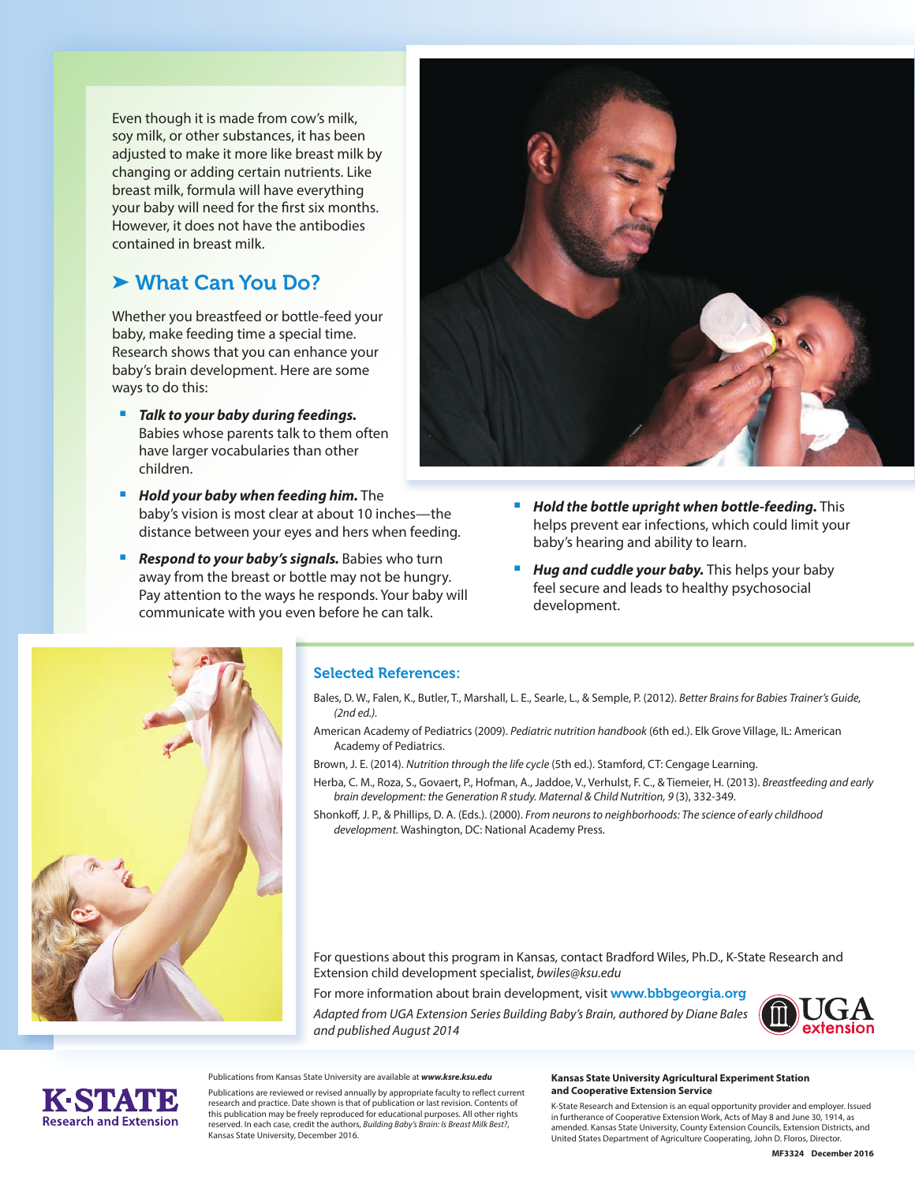Even though it is made from cow's milk, soy milk, or other substances, it has been adjusted to make it more like breast milk by changing or adding certain nutrients. Like breast milk, formula will have everything your baby will need for the first six months. However, it does not have the antibodies contained in breast milk.

## ➤ What Can You Do?

Whether you breastfeed or bottle-feed your baby, make feeding time a special time. Research shows that you can enhance your baby's brain development. Here are some ways to do this:

- ***Talk to your baby during feedings.*** Babies whose parents talk to them often have larger vocabularies than other children.
- ***Hold your baby when feeding him.*** The baby's vision is most clear at about 10 inches—the distance between your eyes and hers when feeding.
- ***Respond to your baby's signals.*** Babies who turn away from the breast or bottle may not be hungry. Pay attention to the ways he responds. Your baby will communicate with you even before he can talk.
- ***Hold the bottle upright when bottle-feeding.*** This helps prevent ear infections, which could limit your baby's hearing and ability to learn.
- ***Hug and cuddle your baby.*** This helps your baby feel secure and leads to healthy psychosocial development.

### Selected References:

Bales, D. W., Falen, K., Butler, T., Marshall, L. E., Searle, L., & Semple, P. (2012). *Better Brains for Babies Trainer's Guide, (2nd ed.).*

American Academy of Pediatrics (2009). *Pediatric nutrition handbook* (6th ed.). Elk Grove Village, IL: American Academy of Pediatrics.

Brown, J. E. (2014). *Nutrition through the life cycle* (5th ed.). Stamford, CT: Cengage Learning.

Herba, C. M., Roza, S., Govaert, P., Hofman, A., Jaddoe, V., Verhulst, F. C., & Tiemeier, H. (2013). *Breastfeeding and early brain development: the Generation R study. Maternal & Child Nutrition, 9* (3), 332-349.

Shonkoff, J. P., & Phillips, D. A. (Eds.). (2000). *From neurons to neighborhoods: The science of early childhood development.* Washington, DC: National Academy Press.

For questions about this program in Kansas, contact Bradford Wiles, Ph.D., K-State Research and Extension child development specialist, *bwiles@ksu.edu*

For more information about brain development, visit **www.bbbgeorgia.org**

*Adapted from UGA Extension Series Building Baby's Brain, authored by Diane Bales and published August 2014*

UGA extension

K·STATE Research and Extension

Publications from Kansas State University are available at ***www.ksre.ksu.edu***

Publications are reviewed or revised annually by appropriate faculty to reflect current research and practice. Date shown is that of publication or last revision. Contents of this publication may be freely reproduced for educational purposes. All other rights reserved. In each case, credit the authors, *Building Baby's Brain: Is Breast Milk Best?*, Kansas State University, December 2016.

**Kansas State University Agricultural Experiment Station and Cooperative Extension Service**

K-State Research and Extension is an equal opportunity provider and employer. Issued in furtherance of Cooperative Extension Work, Acts of May 8 and June 30, 1914, as amended. Kansas State University, County Extension Councils, Extension Districts, and United States Department of Agriculture Cooperating, John D. Floros, Director.

**MF3324 December 2016**